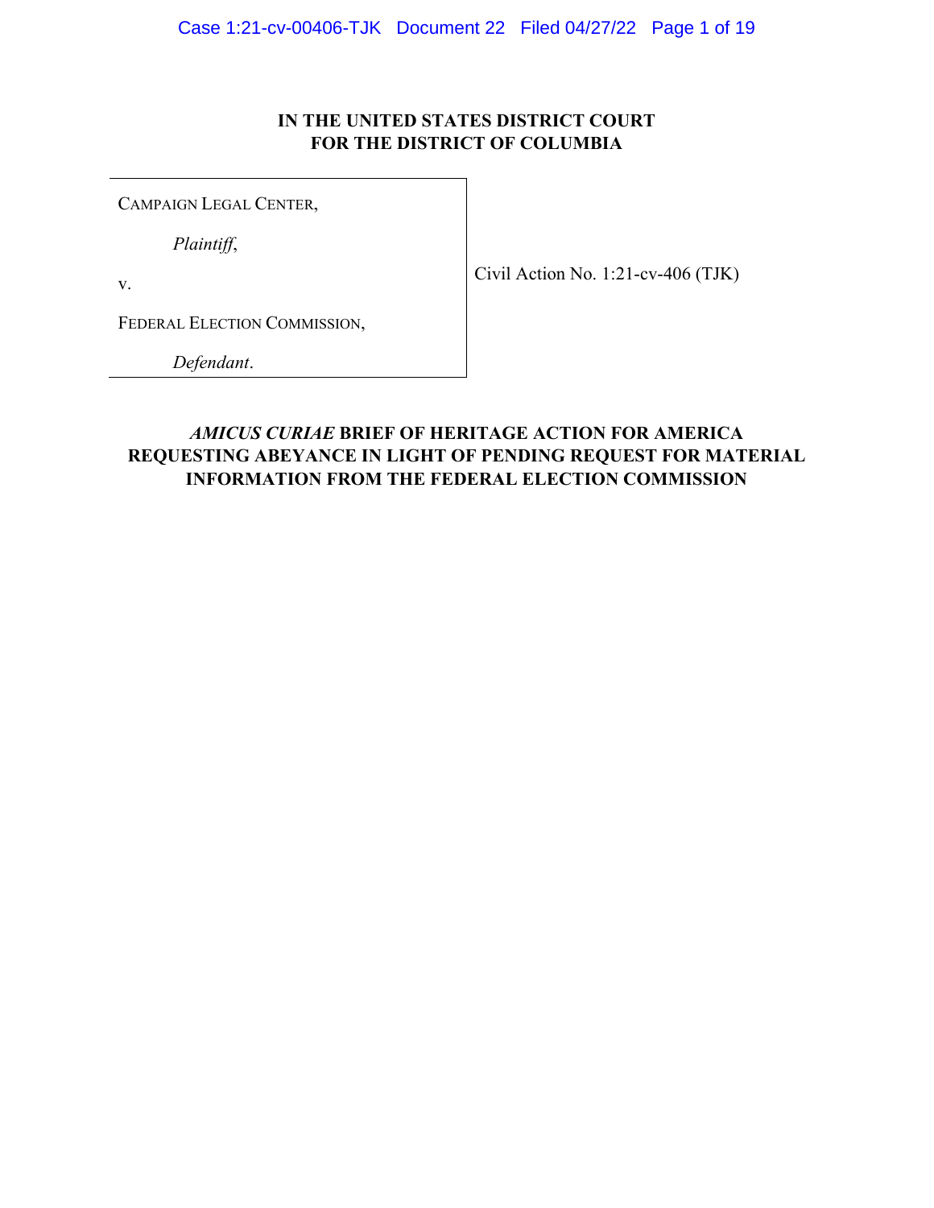**IN THE UNITED STATES DISTRICT COURT**
**FOR THE DISTRICT OF COLUMBIA**

| | |
|---|---|
| CAMPAIGN LEGAL CENTER, | |
| *Plaintiff*, | |
| v. | Civil Action No. 1:21-cv-406 (TJK) |
| FEDERAL ELECTION COMMISSION, | |
| *Defendant*. | |

# *AMICUS CURIAE* BRIEF OF HERITAGE ACTION FOR AMERICA REQUESTING ABEYANCE IN LIGHT OF PENDING REQUEST FOR MATERIAL INFORMATION FROM THE FEDERAL ELECTION COMMISSION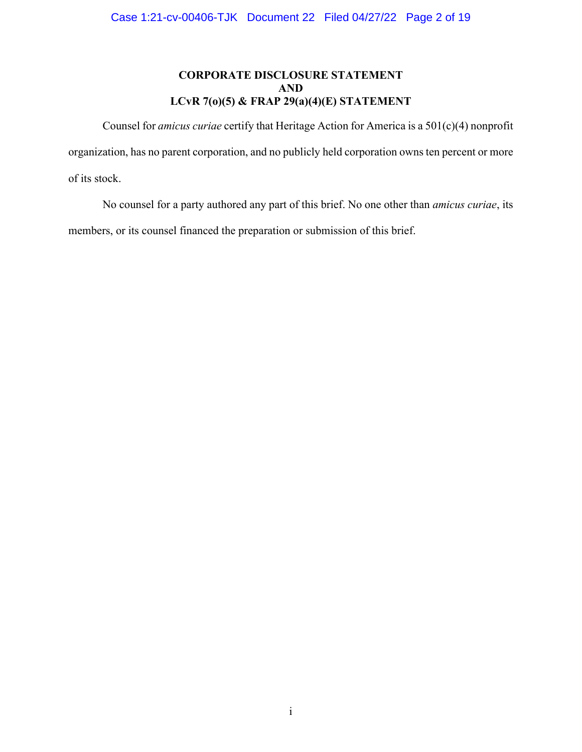**CORPORATE DISCLOSURE STATEMENT**
**AND**
**LCvR 7(o)(5) & FRAP 29(a)(4)(E) STATEMENT**

Counsel for *amicus curiae* certify that Heritage Action for America is a 501(c)(4) nonprofit organization, has no parent corporation, and no publicly held corporation owns ten percent or more of its stock.

No counsel for a party authored any part of this brief. No one other than *amicus curiae*, its members, or its counsel financed the preparation or submission of this brief.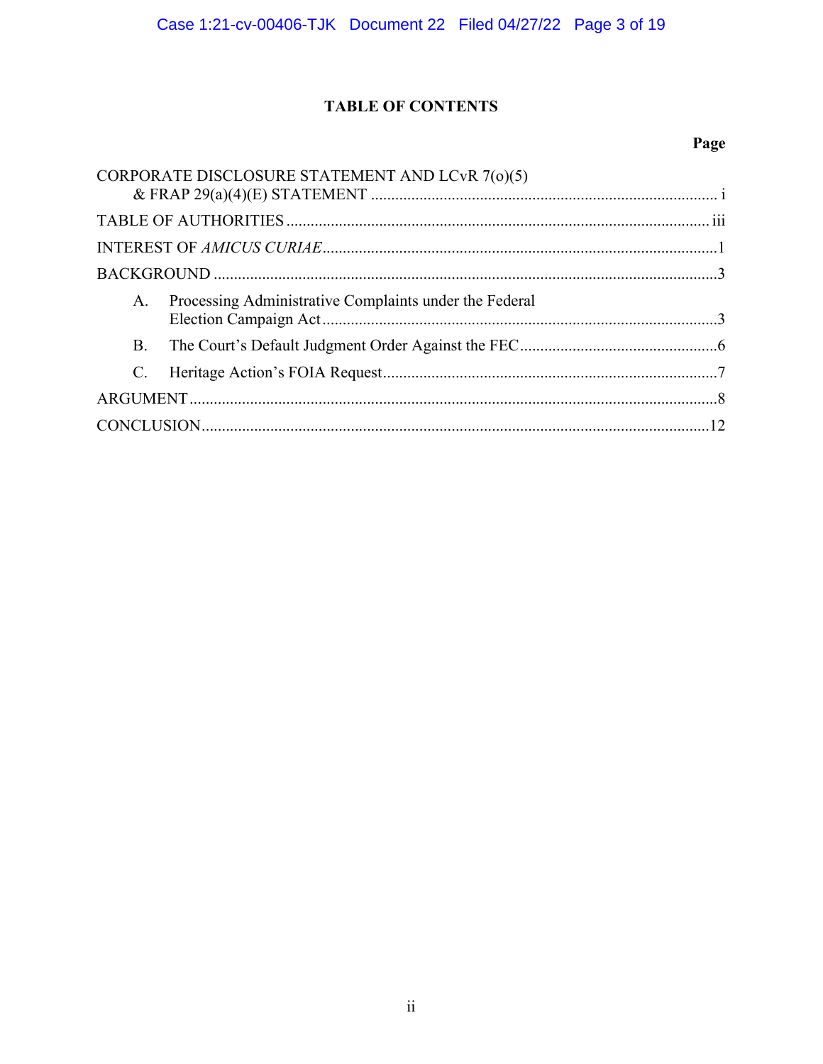# TABLE OF CONTENTS

| | Page |
|---|---|
| CORPORATE DISCLOSURE STATEMENT AND LCvR 7(o)(5) & FRAP 29(a)(4)(E) STATEMENT | i |
| TABLE OF AUTHORITIES | iii |
| INTEREST OF *AMICUS CURIAE* | 1 |
| BACKGROUND | 3 |
| A. Processing Administrative Complaints under the Federal Election Campaign Act | 3 |
| B. The Court's Default Judgment Order Against the FEC | 6 |
| C. Heritage Action's FOIA Request | 7 |
| ARGUMENT | 8 |
| CONCLUSION | 12 |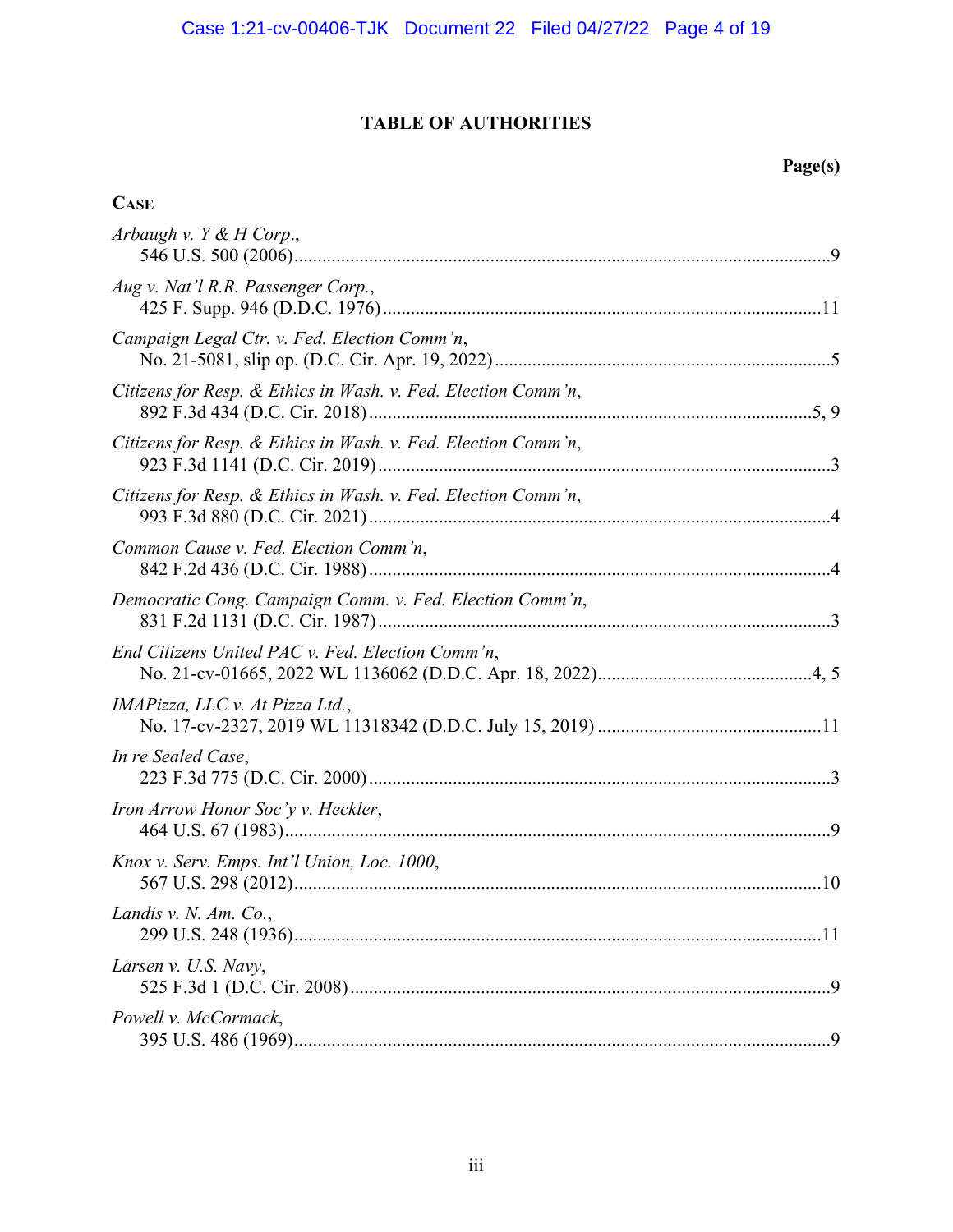## TABLE OF AUTHORITIES

**Page(s)**

**CASE**

*Arbaugh v. Y & H Corp.*,
546 U.S. 500 (2006) .......... 9

*Aug v. Nat'l R.R. Passenger Corp.*,
425 F. Supp. 946 (D.D.C. 1976) .......... 11

*Campaign Legal Ctr. v. Fed. Election Comm'n*,
No. 21-5081, slip op. (D.C. Cir. Apr. 19, 2022) .......... 5

*Citizens for Resp. & Ethics in Wash. v. Fed. Election Comm'n*,
892 F.3d 434 (D.C. Cir. 2018) .......... 5, 9

*Citizens for Resp. & Ethics in Wash. v. Fed. Election Comm'n*,
923 F.3d 1141 (D.C. Cir. 2019) .......... 3

*Citizens for Resp. & Ethics in Wash. v. Fed. Election Comm'n*,
993 F.3d 880 (D.C. Cir. 2021) .......... 4

*Common Cause v. Fed. Election Comm'n*,
842 F.2d 436 (D.C. Cir. 1988) .......... 4

*Democratic Cong. Campaign Comm. v. Fed. Election Comm'n*,
831 F.2d 1131 (D.C. Cir. 1987) .......... 3

*End Citizens United PAC v. Fed. Election Comm'n*,
No. 21-cv-01665, 2022 WL 1136062 (D.D.C. Apr. 18, 2022) .......... 4, 5

*IMAPizza, LLC v. At Pizza Ltd.*,
No. 17-cv-2327, 2019 WL 11318342 (D.D.C. July 15, 2019) .......... 11

*In re Sealed Case*,
223 F.3d 775 (D.C. Cir. 2000) .......... 3

*Iron Arrow Honor Soc'y v. Heckler*,
464 U.S. 67 (1983) .......... 9

*Knox v. Serv. Emps. Int'l Union, Loc. 1000*,
567 U.S. 298 (2012) .......... 10

*Landis v. N. Am. Co.*,
299 U.S. 248 (1936) .......... 11

*Larsen v. U.S. Navy*,
525 F.3d 1 (D.C. Cir. 2008) .......... 9

*Powell v. McCormack*,
395 U.S. 486 (1969) .......... 9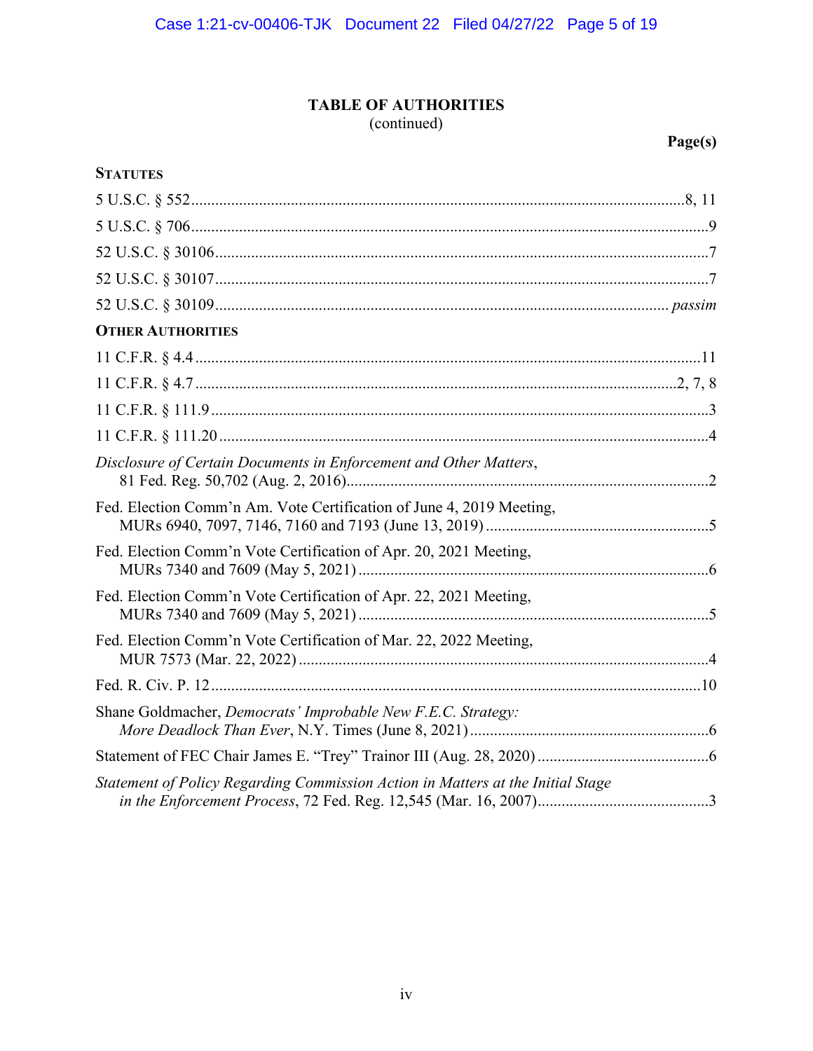**TABLE OF AUTHORITIES**
(continued)

**Page(s)**

**STATUTES**

5 U.S.C. § 552 .......... 8, 11

5 U.S.C. § 706 .......... 9

52 U.S.C. § 30106 .......... 7

52 U.S.C. § 30107 .......... 7

52 U.S.C. § 30109 .......... *passim*

**OTHER AUTHORITIES**

11 C.F.R. § 4.4 .......... 11

11 C.F.R. § 4.7 .......... 2, 7, 8

11 C.F.R. § 111.9 .......... 3

11 C.F.R. § 111.20 .......... 4

*Disclosure of Certain Documents in Enforcement and Other Matters*, 81 Fed. Reg. 50,702 (Aug. 2, 2016) .......... 2

Fed. Election Comm'n Am. Vote Certification of June 4, 2019 Meeting, MURs 6940, 7097, 7146, 7160 and 7193 (June 13, 2019) .......... 5

Fed. Election Comm'n Vote Certification of Apr. 20, 2021 Meeting, MURs 7340 and 7609 (May 5, 2021) .......... 6

Fed. Election Comm'n Vote Certification of Apr. 22, 2021 Meeting, MURs 7340 and 7609 (May 5, 2021) .......... 5

Fed. Election Comm'n Vote Certification of Mar. 22, 2022 Meeting, MUR 7573 (Mar. 22, 2022) .......... 4

Fed. R. Civ. P. 12 .......... 10

Shane Goldmacher, *Democrats' Improbable New F.E.C. Strategy: More Deadlock Than Ever*, N.Y. Times (June 8, 2021) .......... 6

Statement of FEC Chair James E. "Trey" Trainor III (Aug. 28, 2020) .......... 6

*Statement of Policy Regarding Commission Action in Matters at the Initial Stage in the Enforcement Process*, 72 Fed. Reg. 12,545 (Mar. 16, 2007) .......... 3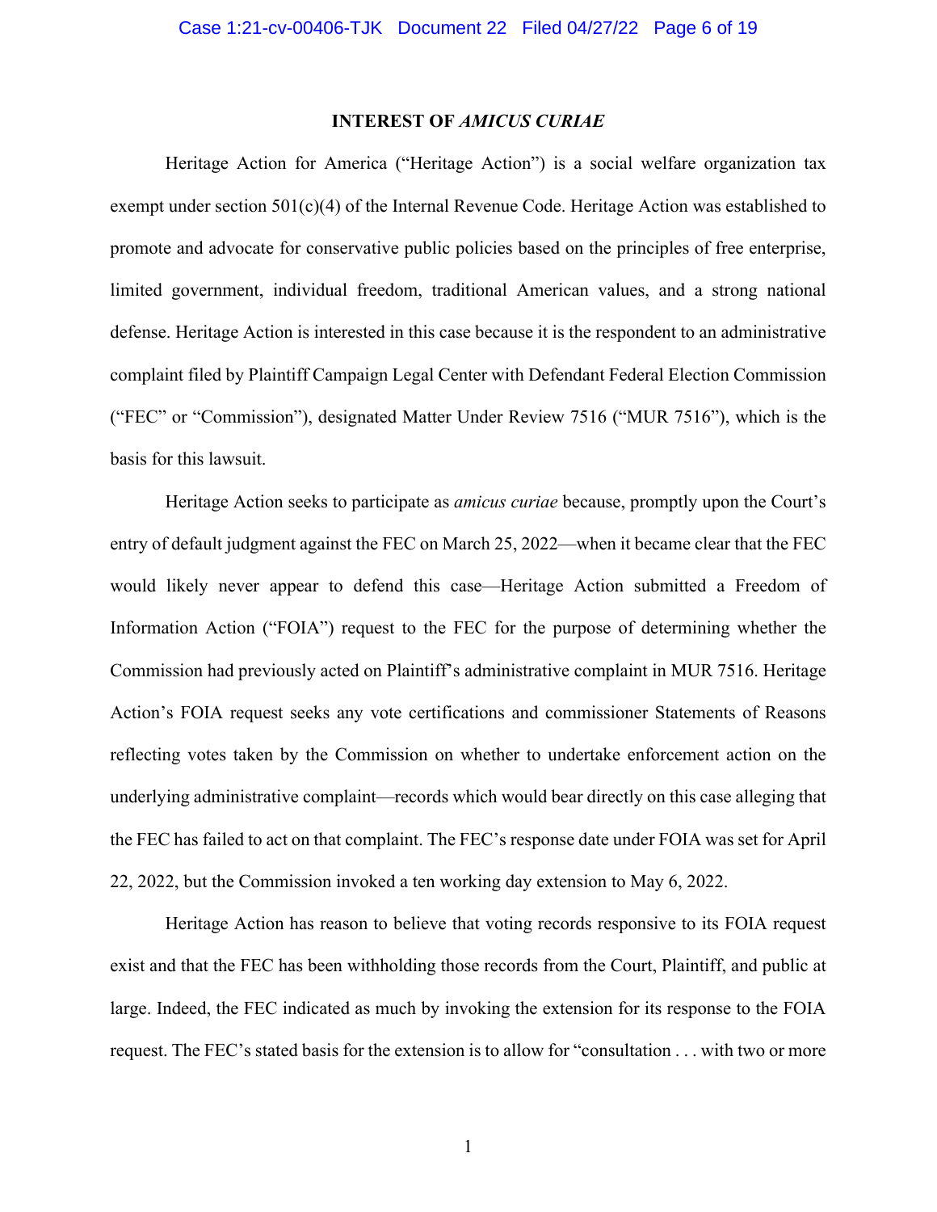## INTEREST OF *AMICUS CURIAE*

Heritage Action for America ("Heritage Action") is a social welfare organization tax exempt under section 501(c)(4) of the Internal Revenue Code. Heritage Action was established to promote and advocate for conservative public policies based on the principles of free enterprise, limited government, individual freedom, traditional American values, and a strong national defense. Heritage Action is interested in this case because it is the respondent to an administrative complaint filed by Plaintiff Campaign Legal Center with Defendant Federal Election Commission ("FEC" or "Commission"), designated Matter Under Review 7516 ("MUR 7516"), which is the basis for this lawsuit.

Heritage Action seeks to participate as *amicus curiae* because, promptly upon the Court's entry of default judgment against the FEC on March 25, 2022—when it became clear that the FEC would likely never appear to defend this case—Heritage Action submitted a Freedom of Information Action ("FOIA") request to the FEC for the purpose of determining whether the Commission had previously acted on Plaintiff's administrative complaint in MUR 7516. Heritage Action's FOIA request seeks any vote certifications and commissioner Statements of Reasons reflecting votes taken by the Commission on whether to undertake enforcement action on the underlying administrative complaint—records which would bear directly on this case alleging that the FEC has failed to act on that complaint. The FEC's response date under FOIA was set for April 22, 2022, but the Commission invoked a ten working day extension to May 6, 2022.

Heritage Action has reason to believe that voting records responsive to its FOIA request exist and that the FEC has been withholding those records from the Court, Plaintiff, and public at large. Indeed, the FEC indicated as much by invoking the extension for its response to the FOIA request. The FEC's stated basis for the extension is to allow for "consultation . . . with two or more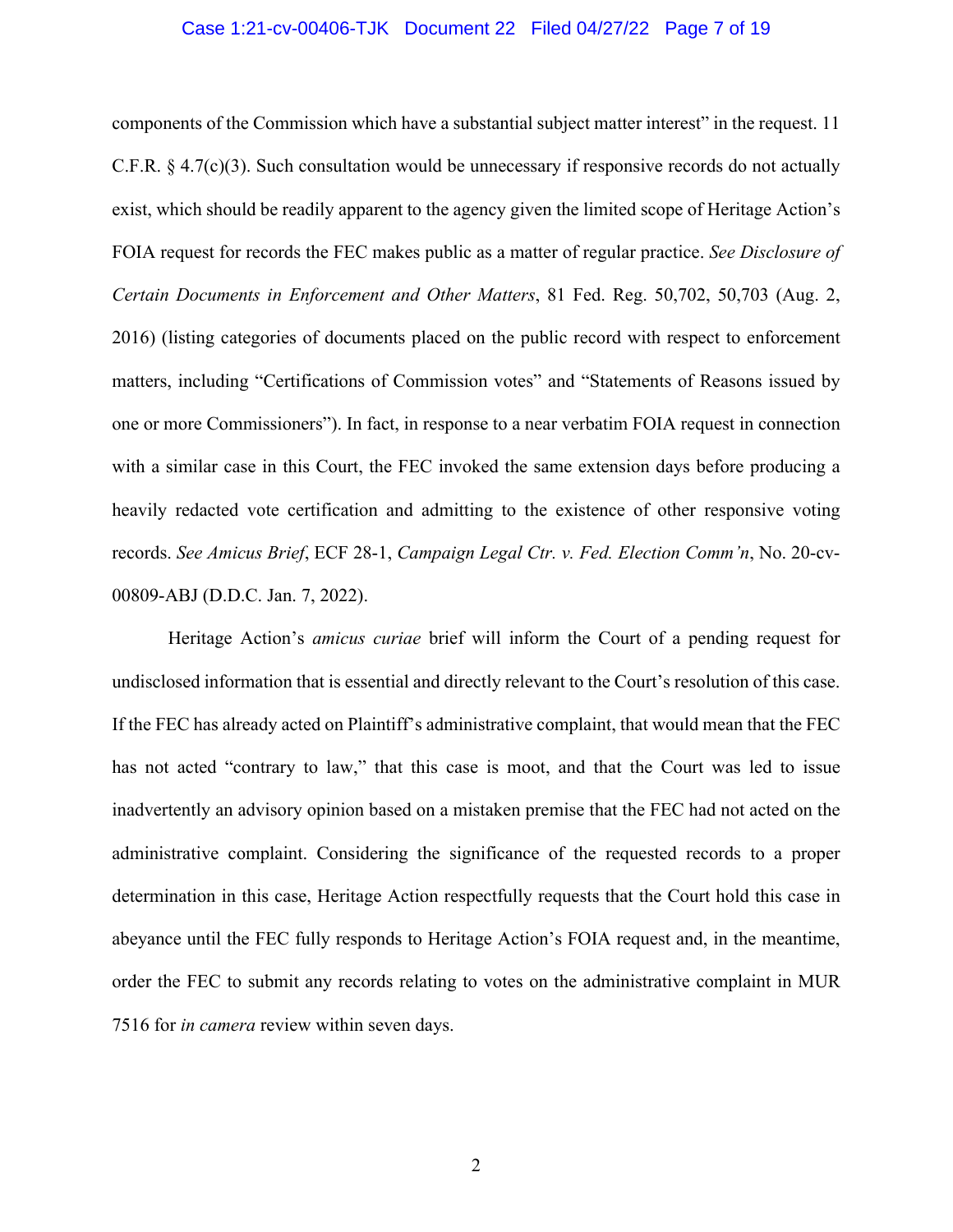components of the Commission which have a substantial subject matter interest" in the request. 11 C.F.R. § 4.7(c)(3). Such consultation would be unnecessary if responsive records do not actually exist, which should be readily apparent to the agency given the limited scope of Heritage Action's FOIA request for records the FEC makes public as a matter of regular practice. *See Disclosure of Certain Documents in Enforcement and Other Matters*, 81 Fed. Reg. 50,702, 50,703 (Aug. 2, 2016) (listing categories of documents placed on the public record with respect to enforcement matters, including "Certifications of Commission votes" and "Statements of Reasons issued by one or more Commissioners"). In fact, in response to a near verbatim FOIA request in connection with a similar case in this Court, the FEC invoked the same extension days before producing a heavily redacted vote certification and admitting to the existence of other responsive voting records. *See Amicus Brief*, ECF 28-1, *Campaign Legal Ctr. v. Fed. Election Comm'n*, No. 20-cv-00809-ABJ (D.D.C. Jan. 7, 2022).

Heritage Action's *amicus curiae* brief will inform the Court of a pending request for undisclosed information that is essential and directly relevant to the Court's resolution of this case. If the FEC has already acted on Plaintiff's administrative complaint, that would mean that the FEC has not acted "contrary to law," that this case is moot, and that the Court was led to issue inadvertently an advisory opinion based on a mistaken premise that the FEC had not acted on the administrative complaint. Considering the significance of the requested records to a proper determination in this case, Heritage Action respectfully requests that the Court hold this case in abeyance until the FEC fully responds to Heritage Action's FOIA request and, in the meantime, order the FEC to submit any records relating to votes on the administrative complaint in MUR 7516 for *in camera* review within seven days.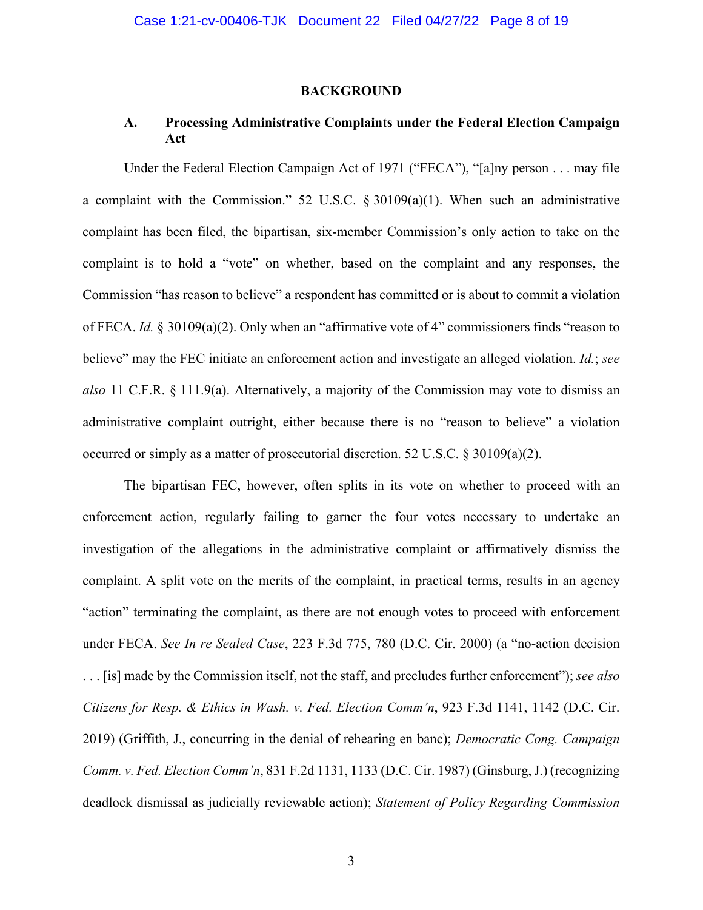## BACKGROUND

### A. Processing Administrative Complaints under the Federal Election Campaign Act

Under the Federal Election Campaign Act of 1971 ("FECA"), "[a]ny person . . . may file a complaint with the Commission." 52 U.S.C. § 30109(a)(1). When such an administrative complaint has been filed, the bipartisan, six-member Commission's only action to take on the complaint is to hold a "vote" on whether, based on the complaint and any responses, the Commission "has reason to believe" a respondent has committed or is about to commit a violation of FECA. *Id.* § 30109(a)(2). Only when an "affirmative vote of 4" commissioners finds "reason to believe" may the FEC initiate an enforcement action and investigate an alleged violation. *Id.*; *see also* 11 C.F.R. § 111.9(a). Alternatively, a majority of the Commission may vote to dismiss an administrative complaint outright, either because there is no "reason to believe" a violation occurred or simply as a matter of prosecutorial discretion. 52 U.S.C. § 30109(a)(2).

The bipartisan FEC, however, often splits in its vote on whether to proceed with an enforcement action, regularly failing to garner the four votes necessary to undertake an investigation of the allegations in the administrative complaint or affirmatively dismiss the complaint. A split vote on the merits of the complaint, in practical terms, results in an agency "action" terminating the complaint, as there are not enough votes to proceed with enforcement under FECA. *See In re Sealed Case*, 223 F.3d 775, 780 (D.C. Cir. 2000) (a "no-action decision . . . [is] made by the Commission itself, not the staff, and precludes further enforcement"); *see also Citizens for Resp. & Ethics in Wash. v. Fed. Election Comm'n*, 923 F.3d 1141, 1142 (D.C. Cir. 2019) (Griffith, J., concurring in the denial of rehearing en banc); *Democratic Cong. Campaign Comm. v. Fed. Election Comm'n*, 831 F.2d 1131, 1133 (D.C. Cir. 1987) (Ginsburg, J.) (recognizing deadlock dismissal as judicially reviewable action); *Statement of Policy Regarding Commission*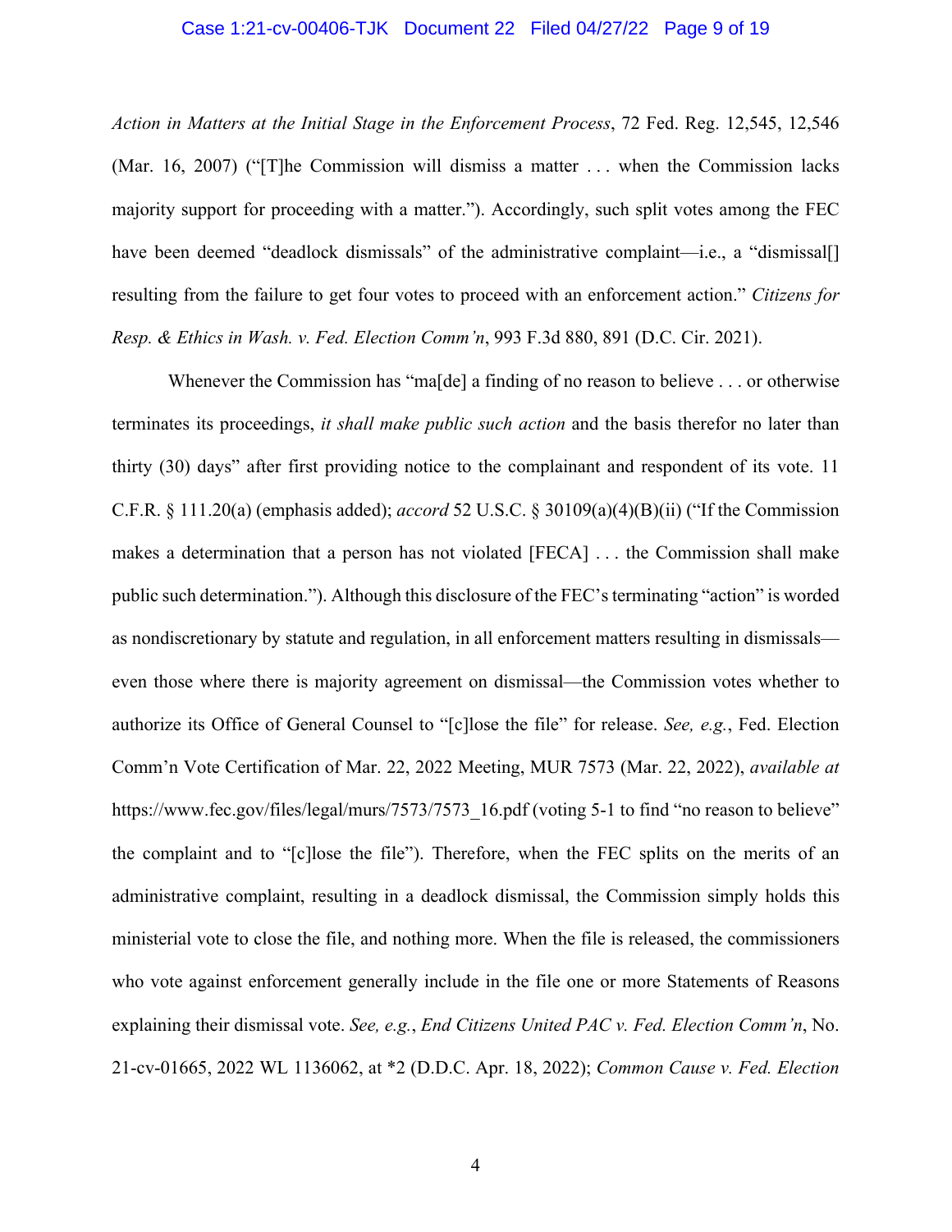*Action in Matters at the Initial Stage in the Enforcement Process*, 72 Fed. Reg. 12,545, 12,546 (Mar. 16, 2007) ("[T]he Commission will dismiss a matter . . . when the Commission lacks majority support for proceeding with a matter."). Accordingly, such split votes among the FEC have been deemed "deadlock dismissals" of the administrative complaint—i.e., a "dismissal[] resulting from the failure to get four votes to proceed with an enforcement action." *Citizens for Resp. & Ethics in Wash. v. Fed. Election Comm'n*, 993 F.3d 880, 891 (D.C. Cir. 2021).

Whenever the Commission has "ma[de] a finding of no reason to believe . . . or otherwise terminates its proceedings, *it shall make public such action* and the basis therefor no later than thirty (30) days" after first providing notice to the complainant and respondent of its vote. 11 C.F.R. § 111.20(a) (emphasis added); *accord* 52 U.S.C. § 30109(a)(4)(B)(ii) ("If the Commission makes a determination that a person has not violated [FECA] . . . the Commission shall make public such determination."). Although this disclosure of the FEC's terminating "action" is worded as nondiscretionary by statute and regulation, in all enforcement matters resulting in dismissals—even those where there is majority agreement on dismissal—the Commission votes whether to authorize its Office of General Counsel to "[c]lose the file" for release. *See, e.g.*, Fed. Election Comm'n Vote Certification of Mar. 22, 2022 Meeting, MUR 7573 (Mar. 22, 2022), *available at* https://www.fec.gov/files/legal/murs/7573/7573_16.pdf (voting 5-1 to find "no reason to believe" the complaint and to "[c]lose the file"). Therefore, when the FEC splits on the merits of an administrative complaint, resulting in a deadlock dismissal, the Commission simply holds this ministerial vote to close the file, and nothing more. When the file is released, the commissioners who vote against enforcement generally include in the file one or more Statements of Reasons explaining their dismissal vote. *See, e.g.*, *End Citizens United PAC v. Fed. Election Comm'n*, No. 21-cv-01665, 2022 WL 1136062, at *2 (D.D.C. Apr. 18, 2022); *Common Cause v. Fed. Election*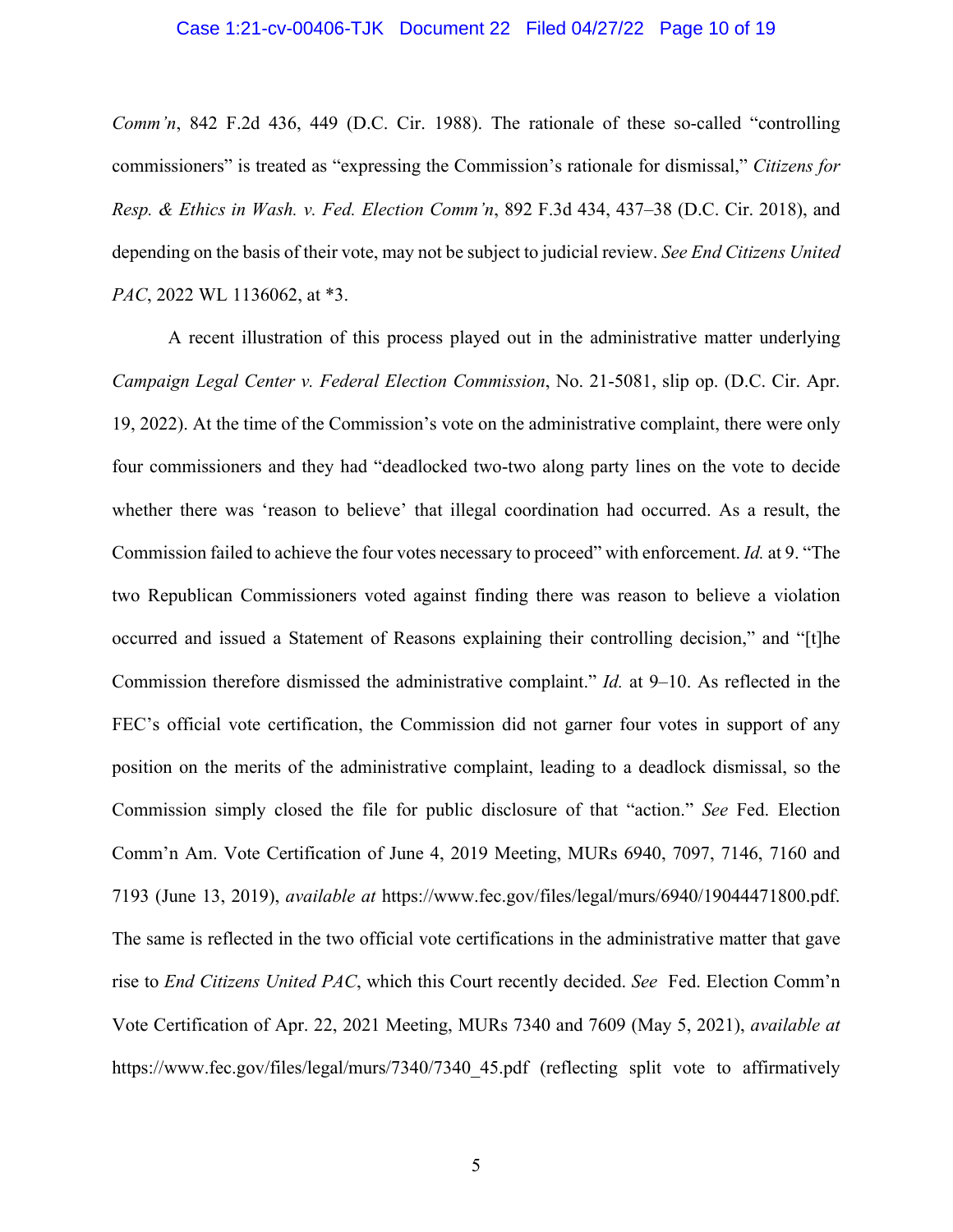*Comm'n*, 842 F.2d 436, 449 (D.C. Cir. 1988). The rationale of these so-called "controlling commissioners" is treated as "expressing the Commission's rationale for dismissal," *Citizens for Resp. & Ethics in Wash. v. Fed. Election Comm'n*, 892 F.3d 434, 437–38 (D.C. Cir. 2018), and depending on the basis of their vote, may not be subject to judicial review. *See End Citizens United PAC*, 2022 WL 1136062, at *3.

A recent illustration of this process played out in the administrative matter underlying *Campaign Legal Center v. Federal Election Commission*, No. 21-5081, slip op. (D.C. Cir. Apr. 19, 2022). At the time of the Commission's vote on the administrative complaint, there were only four commissioners and they had "deadlocked two-two along party lines on the vote to decide whether there was 'reason to believe' that illegal coordination had occurred. As a result, the Commission failed to achieve the four votes necessary to proceed" with enforcement. *Id.* at 9. "The two Republican Commissioners voted against finding there was reason to believe a violation occurred and issued a Statement of Reasons explaining their controlling decision," and "[t]he Commission therefore dismissed the administrative complaint." *Id.* at 9–10. As reflected in the FEC's official vote certification, the Commission did not garner four votes in support of any position on the merits of the administrative complaint, leading to a deadlock dismissal, so the Commission simply closed the file for public disclosure of that "action." *See* Fed. Election Comm'n Am. Vote Certification of June 4, 2019 Meeting, MURs 6940, 7097, 7146, 7160 and 7193 (June 13, 2019), *available at* https://www.fec.gov/files/legal/murs/6940/19044471800.pdf. The same is reflected in the two official vote certifications in the administrative matter that gave rise to *End Citizens United PAC*, which this Court recently decided. *See* Fed. Election Comm'n Vote Certification of Apr. 22, 2021 Meeting, MURs 7340 and 7609 (May 5, 2021), *available at* https://www.fec.gov/files/legal/murs/7340/7340_45.pdf (reflecting split vote to affirmatively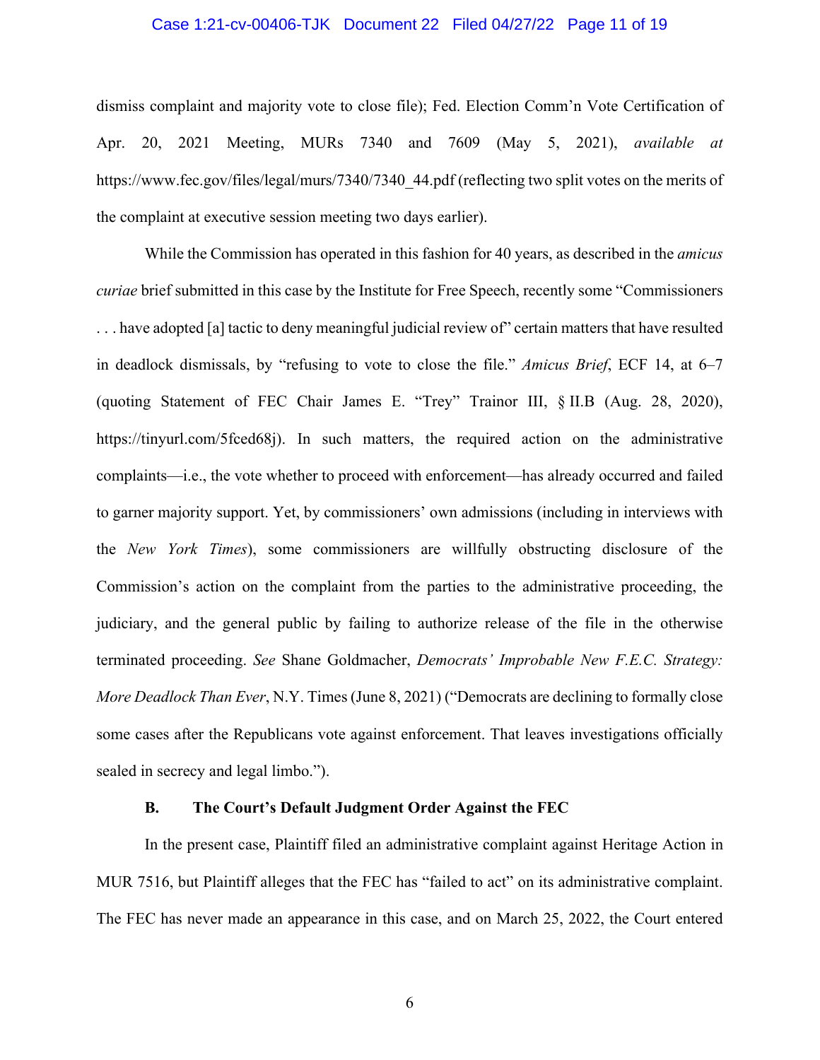dismiss complaint and majority vote to close file); Fed. Election Comm'n Vote Certification of Apr. 20, 2021 Meeting, MURs 7340 and 7609 (May 5, 2021), *available at* https://www.fec.gov/files/legal/murs/7340/7340_44.pdf (reflecting two split votes on the merits of the complaint at executive session meeting two days earlier).

While the Commission has operated in this fashion for 40 years, as described in the *amicus curiae* brief submitted in this case by the Institute for Free Speech, recently some "Commissioners . . . have adopted [a] tactic to deny meaningful judicial review of" certain matters that have resulted in deadlock dismissals, by "refusing to vote to close the file." *Amicus Brief*, ECF 14, at 6–7 (quoting Statement of FEC Chair James E. "Trey" Trainor III, § II.B (Aug. 28, 2020), https://tinyurl.com/5fced68j). In such matters, the required action on the administrative complaints—i.e., the vote whether to proceed with enforcement—has already occurred and failed to garner majority support. Yet, by commissioners' own admissions (including in interviews with the *New York Times*), some commissioners are willfully obstructing disclosure of the Commission's action on the complaint from the parties to the administrative proceeding, the judiciary, and the general public by failing to authorize release of the file in the otherwise terminated proceeding. *See* Shane Goldmacher, *Democrats' Improbable New F.E.C. Strategy: More Deadlock Than Ever*, N.Y. Times (June 8, 2021) ("Democrats are declining to formally close some cases after the Republicans vote against enforcement. That leaves investigations officially sealed in secrecy and legal limbo.").

### B. The Court's Default Judgment Order Against the FEC

In the present case, Plaintiff filed an administrative complaint against Heritage Action in MUR 7516, but Plaintiff alleges that the FEC has "failed to act" on its administrative complaint. The FEC has never made an appearance in this case, and on March 25, 2022, the Court entered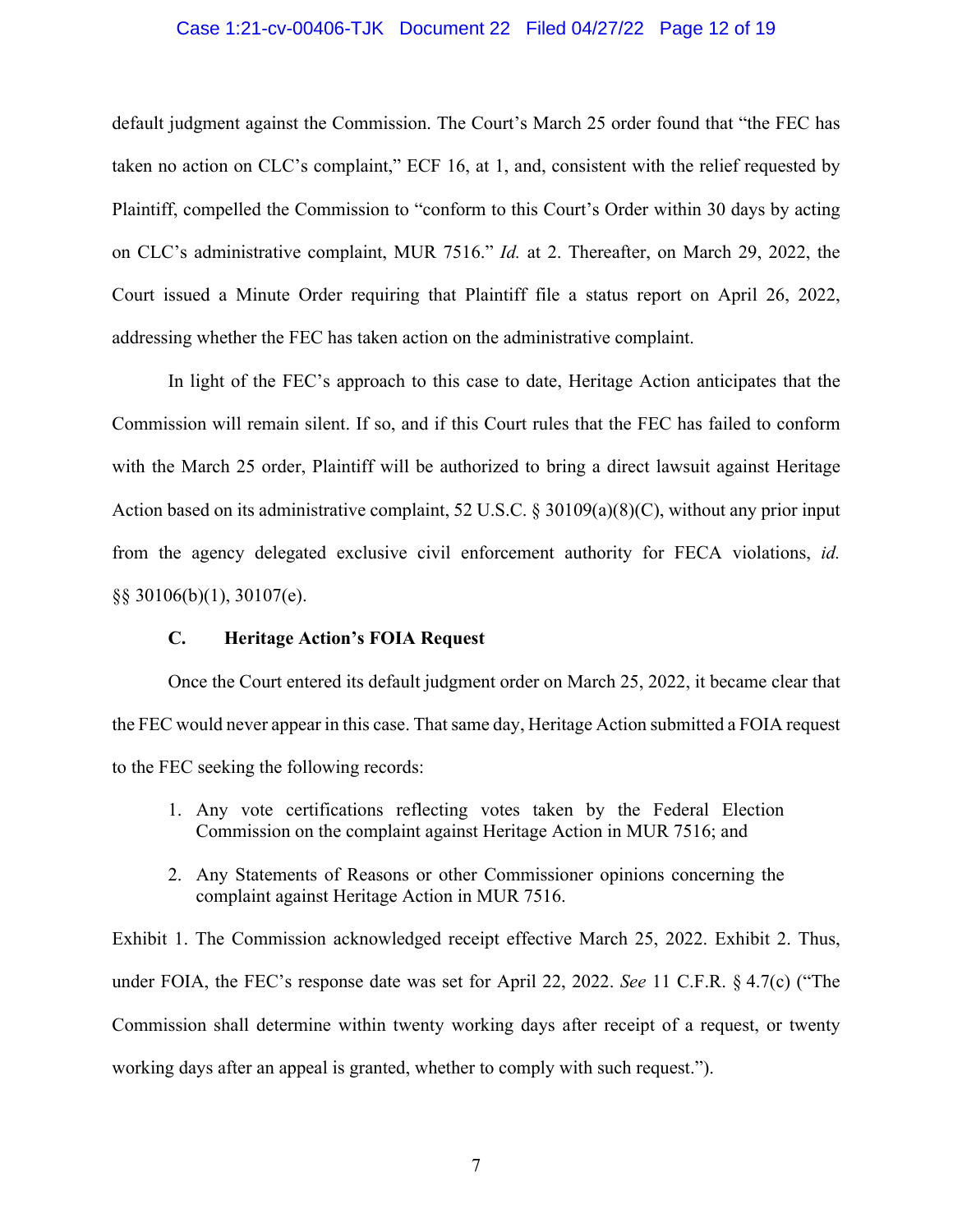default judgment against the Commission. The Court's March 25 order found that "the FEC has taken no action on CLC's complaint," ECF 16, at 1, and, consistent with the relief requested by Plaintiff, compelled the Commission to "conform to this Court's Order within 30 days by acting on CLC's administrative complaint, MUR 7516." *Id.* at 2. Thereafter, on March 29, 2022, the Court issued a Minute Order requiring that Plaintiff file a status report on April 26, 2022, addressing whether the FEC has taken action on the administrative complaint.

In light of the FEC's approach to this case to date, Heritage Action anticipates that the Commission will remain silent. If so, and if this Court rules that the FEC has failed to conform with the March 25 order, Plaintiff will be authorized to bring a direct lawsuit against Heritage Action based on its administrative complaint, 52 U.S.C. § 30109(a)(8)(C), without any prior input from the agency delegated exclusive civil enforcement authority for FECA violations, *id.* §§ 30106(b)(1), 30107(e).

### C. Heritage Action's FOIA Request

Once the Court entered its default judgment order on March 25, 2022, it became clear that the FEC would never appear in this case. That same day, Heritage Action submitted a FOIA request to the FEC seeking the following records:

1. Any vote certifications reflecting votes taken by the Federal Election Commission on the complaint against Heritage Action in MUR 7516; and
2. Any Statements of Reasons or other Commissioner opinions concerning the complaint against Heritage Action in MUR 7516.

Exhibit 1. The Commission acknowledged receipt effective March 25, 2022. Exhibit 2. Thus, under FOIA, the FEC's response date was set for April 22, 2022. *See* 11 C.F.R. § 4.7(c) ("The Commission shall determine within twenty working days after receipt of a request, or twenty working days after an appeal is granted, whether to comply with such request.").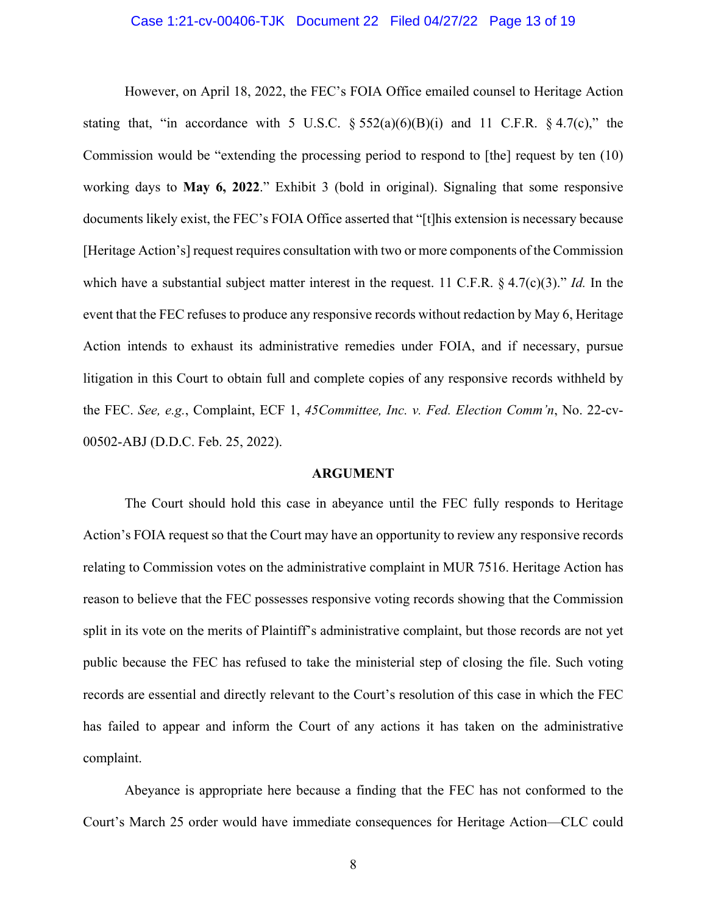However, on April 18, 2022, the FEC's FOIA Office emailed counsel to Heritage Action stating that, "in accordance with 5 U.S.C. § 552(a)(6)(B)(i) and 11 C.F.R. § 4.7(c)," the Commission would be "extending the processing period to respond to [the] request by ten (10) working days to **May 6, 2022**." Exhibit 3 (bold in original). Signaling that some responsive documents likely exist, the FEC's FOIA Office asserted that "[t]his extension is necessary because [Heritage Action's] request requires consultation with two or more components of the Commission which have a substantial subject matter interest in the request. 11 C.F.R. § 4.7(c)(3)." *Id.* In the event that the FEC refuses to produce any responsive records without redaction by May 6, Heritage Action intends to exhaust its administrative remedies under FOIA, and if necessary, pursue litigation in this Court to obtain full and complete copies of any responsive records withheld by the FEC. *See, e.g.*, Complaint, ECF 1, *45Committee, Inc. v. Fed. Election Comm'n*, No. 22-cv-00502-ABJ (D.D.C. Feb. 25, 2022).

## ARGUMENT

The Court should hold this case in abeyance until the FEC fully responds to Heritage Action's FOIA request so that the Court may have an opportunity to review any responsive records relating to Commission votes on the administrative complaint in MUR 7516. Heritage Action has reason to believe that the FEC possesses responsive voting records showing that the Commission split in its vote on the merits of Plaintiff's administrative complaint, but those records are not yet public because the FEC has refused to take the ministerial step of closing the file. Such voting records are essential and directly relevant to the Court's resolution of this case in which the FEC has failed to appear and inform the Court of any actions it has taken on the administrative complaint.

Abeyance is appropriate here because a finding that the FEC has not conformed to the Court's March 25 order would have immediate consequences for Heritage Action—CLC could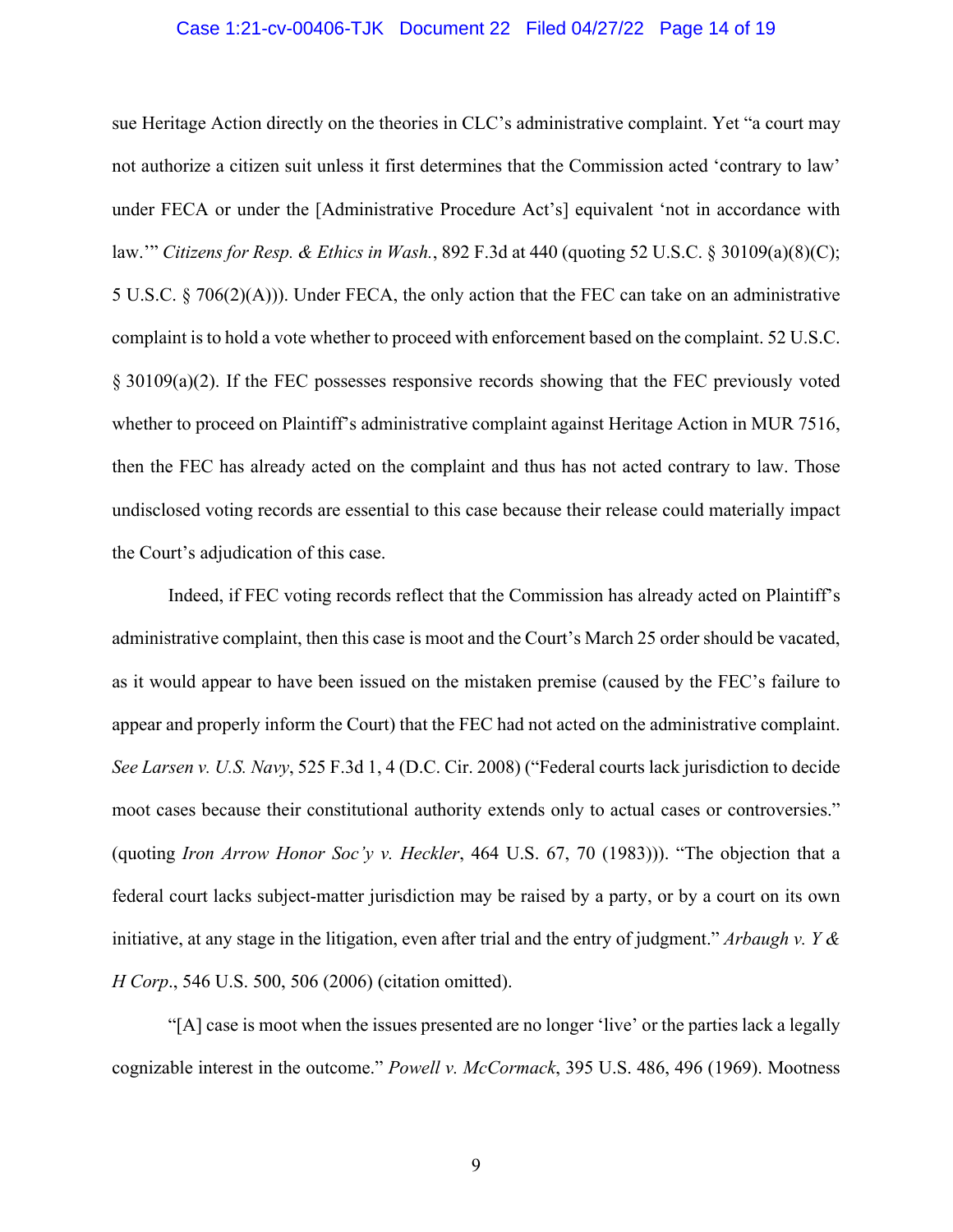sue Heritage Action directly on the theories in CLC's administrative complaint. Yet "a court may not authorize a citizen suit unless it first determines that the Commission acted 'contrary to law' under FECA or under the [Administrative Procedure Act's] equivalent 'not in accordance with law.'" *Citizens for Resp. & Ethics in Wash.*, 892 F.3d at 440 (quoting 52 U.S.C. § 30109(a)(8)(C); 5 U.S.C. § 706(2)(A))). Under FECA, the only action that the FEC can take on an administrative complaint is to hold a vote whether to proceed with enforcement based on the complaint. 52 U.S.C. § 30109(a)(2). If the FEC possesses responsive records showing that the FEC previously voted whether to proceed on Plaintiff's administrative complaint against Heritage Action in MUR 7516, then the FEC has already acted on the complaint and thus has not acted contrary to law. Those undisclosed voting records are essential to this case because their release could materially impact the Court's adjudication of this case.

Indeed, if FEC voting records reflect that the Commission has already acted on Plaintiff's administrative complaint, then this case is moot and the Court's March 25 order should be vacated, as it would appear to have been issued on the mistaken premise (caused by the FEC's failure to appear and properly inform the Court) that the FEC had not acted on the administrative complaint. *See Larsen v. U.S. Navy*, 525 F.3d 1, 4 (D.C. Cir. 2008) ("Federal courts lack jurisdiction to decide moot cases because their constitutional authority extends only to actual cases or controversies." (quoting *Iron Arrow Honor Soc'y v. Heckler*, 464 U.S. 67, 70 (1983))). "The objection that a federal court lacks subject-matter jurisdiction may be raised by a party, or by a court on its own initiative, at any stage in the litigation, even after trial and the entry of judgment." *Arbaugh v. Y & H Corp*., 546 U.S. 500, 506 (2006) (citation omitted).

"[A] case is moot when the issues presented are no longer 'live' or the parties lack a legally cognizable interest in the outcome." *Powell v. McCormack*, 395 U.S. 486, 496 (1969). Mootness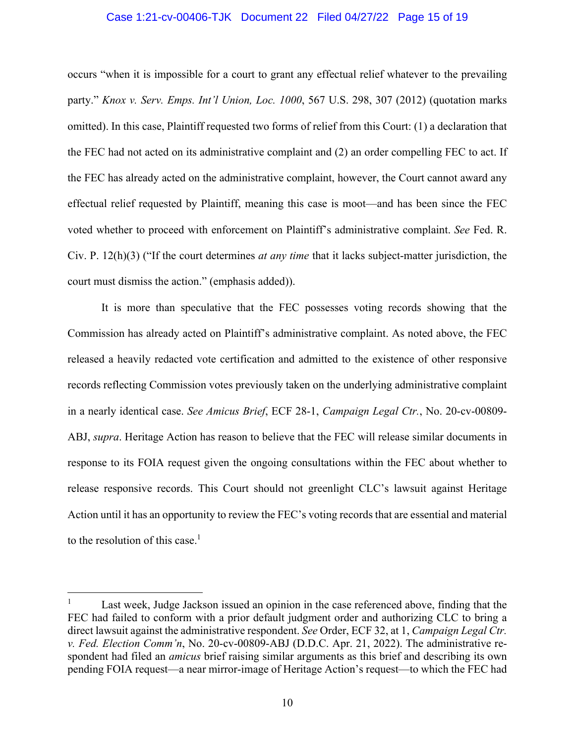occurs "when it is impossible for a court to grant any effectual relief whatever to the prevailing party." *Knox v. Serv. Emps. Int'l Union, Loc. 1000*, 567 U.S. 298, 307 (2012) (quotation marks omitted). In this case, Plaintiff requested two forms of relief from this Court: (1) a declaration that the FEC had not acted on its administrative complaint and (2) an order compelling FEC to act. If the FEC has already acted on the administrative complaint, however, the Court cannot award any effectual relief requested by Plaintiff, meaning this case is moot—and has been since the FEC voted whether to proceed with enforcement on Plaintiff's administrative complaint. *See* Fed. R. Civ. P. 12(h)(3) ("If the court determines *at any time* that it lacks subject-matter jurisdiction, the court must dismiss the action." (emphasis added)).

It is more than speculative that the FEC possesses voting records showing that the Commission has already acted on Plaintiff's administrative complaint. As noted above, the FEC released a heavily redacted vote certification and admitted to the existence of other responsive records reflecting Commission votes previously taken on the underlying administrative complaint in a nearly identical case. *See Amicus Brief*, ECF 28-1, *Campaign Legal Ctr.*, No. 20-cv-00809-ABJ, *supra*. Heritage Action has reason to believe that the FEC will release similar documents in response to its FOIA request given the ongoing consultations within the FEC about whether to release responsive records. This Court should not greenlight CLC's lawsuit against Heritage Action until it has an opportunity to review the FEC's voting records that are essential and material to the resolution of this case.[1]

[1] Last week, Judge Jackson issued an opinion in the case referenced above, finding that the FEC had failed to conform with a prior default judgment order and authorizing CLC to bring a direct lawsuit against the administrative respondent. *See* Order, ECF 32, at 1, *Campaign Legal Ctr. v. Fed. Election Comm'n*, No. 20-cv-00809-ABJ (D.D.C. Apr. 21, 2022). The administrative respondent had filed an *amicus* brief raising similar arguments as this brief and describing its own pending FOIA request—a near mirror-image of Heritage Action's request—to which the FEC had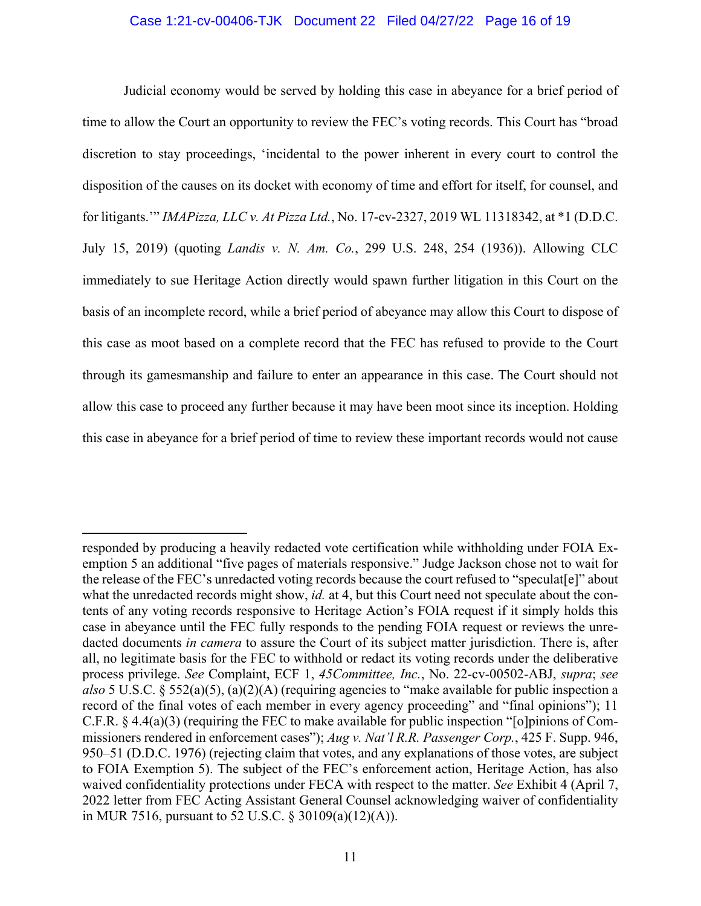Judicial economy would be served by holding this case in abeyance for a brief period of time to allow the Court an opportunity to review the FEC's voting records. This Court has "broad discretion to stay proceedings, 'incidental to the power inherent in every court to control the disposition of the causes on its docket with economy of time and effort for itself, for counsel, and for litigants.'" *IMAPizza, LLC v. At Pizza Ltd.*, No. 17-cv-2327, 2019 WL 11318342, at *1 (D.D.C. July 15, 2019) (quoting *Landis v. N. Am. Co.*, 299 U.S. 248, 254 (1936)). Allowing CLC immediately to sue Heritage Action directly would spawn further litigation in this Court on the basis of an incomplete record, while a brief period of abeyance may allow this Court to dispose of this case as moot based on a complete record that the FEC has refused to provide to the Court through its gamesmanship and failure to enter an appearance in this case. The Court should not allow this case to proceed any further because it may have been moot since its inception. Holding this case in abeyance for a brief period of time to review these important records would not cause

---

responded by producing a heavily redacted vote certification while withholding under FOIA Exemption 5 an additional "five pages of materials responsive." Judge Jackson chose not to wait for the release of the FEC's unredacted voting records because the court refused to "speculat[e]" about what the unredacted records might show, *id.* at 4, but this Court need not speculate about the contents of any voting records responsive to Heritage Action's FOIA request if it simply holds this case in abeyance until the FEC fully responds to the pending FOIA request or reviews the unredacted documents *in camera* to assure the Court of its subject matter jurisdiction. There is, after all, no legitimate basis for the FEC to withhold or redact its voting records under the deliberative process privilege. *See* Complaint, ECF 1, *45Committee, Inc.*, No. 22-cv-00502-ABJ, *supra*; *see also* 5 U.S.C. § 552(a)(5), (a)(2)(A) (requiring agencies to "make available for public inspection a record of the final votes of each member in every agency proceeding" and "final opinions"); 11 C.F.R. § 4.4(a)(3) (requiring the FEC to make available for public inspection "[o]pinions of Commissioners rendered in enforcement cases"); *Aug v. Nat'l R.R. Passenger Corp.*, 425 F. Supp. 946, 950–51 (D.D.C. 1976) (rejecting claim that votes, and any explanations of those votes, are subject to FOIA Exemption 5). The subject of the FEC's enforcement action, Heritage Action, has also waived confidentiality protections under FECA with respect to the matter. *See* Exhibit 4 (April 7, 2022 letter from FEC Acting Assistant General Counsel acknowledging waiver of confidentiality in MUR 7516, pursuant to 52 U.S.C. § 30109(a)(12)(A)).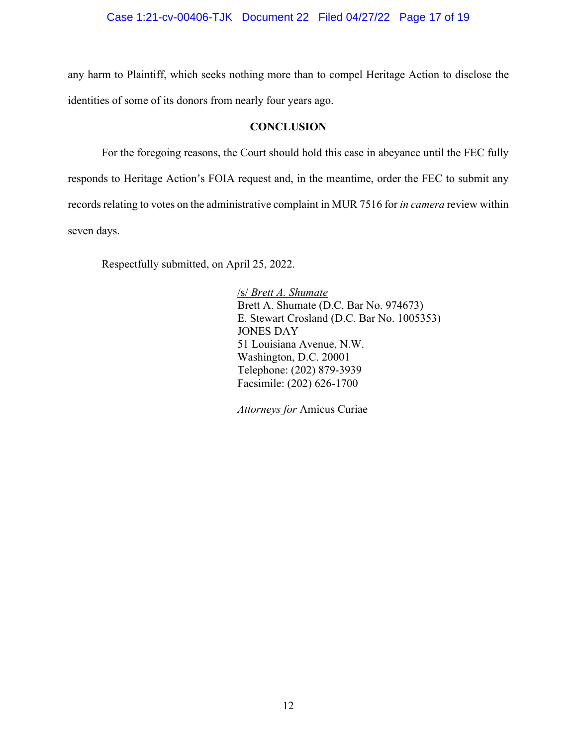any harm to Plaintiff, which seeks nothing more than to compel Heritage Action to disclose the identities of some of its donors from nearly four years ago.

## CONCLUSION

For the foregoing reasons, the Court should hold this case in abeyance until the FEC fully responds to Heritage Action's FOIA request and, in the meantime, order the FEC to submit any records relating to votes on the administrative complaint in MUR 7516 for *in camera* review within seven days.

Respectfully submitted, on April 25, 2022.

/s/ *Brett A. Shumate*
Brett A. Shumate (D.C. Bar No. 974673)
E. Stewart Crosland (D.C. Bar No. 1005353)
JONES DAY
51 Louisiana Avenue, N.W.
Washington, D.C. 20001
Telephone: (202) 879-3939
Facsimile: (202) 626-1700

*Attorneys for* Amicus Curiae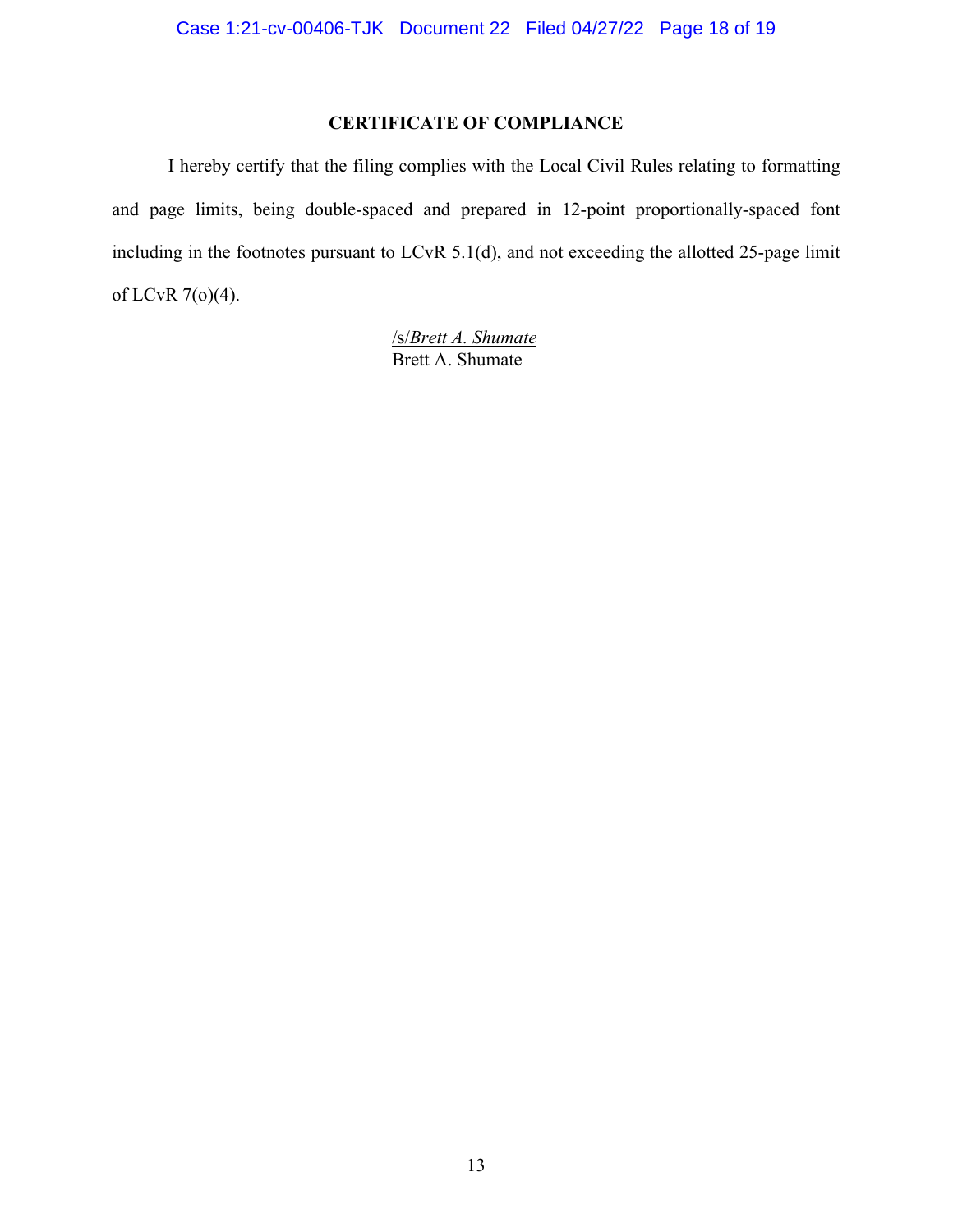## CERTIFICATE OF COMPLIANCE

I hereby certify that the filing complies with the Local Civil Rules relating to formatting and page limits, being double-spaced and prepared in 12-point proportionally-spaced font including in the footnotes pursuant to LCvR 5.1(d), and not exceeding the allotted 25-page limit of LCvR 7(o)(4).

/s/*Brett A. Shumate*
Brett A. Shumate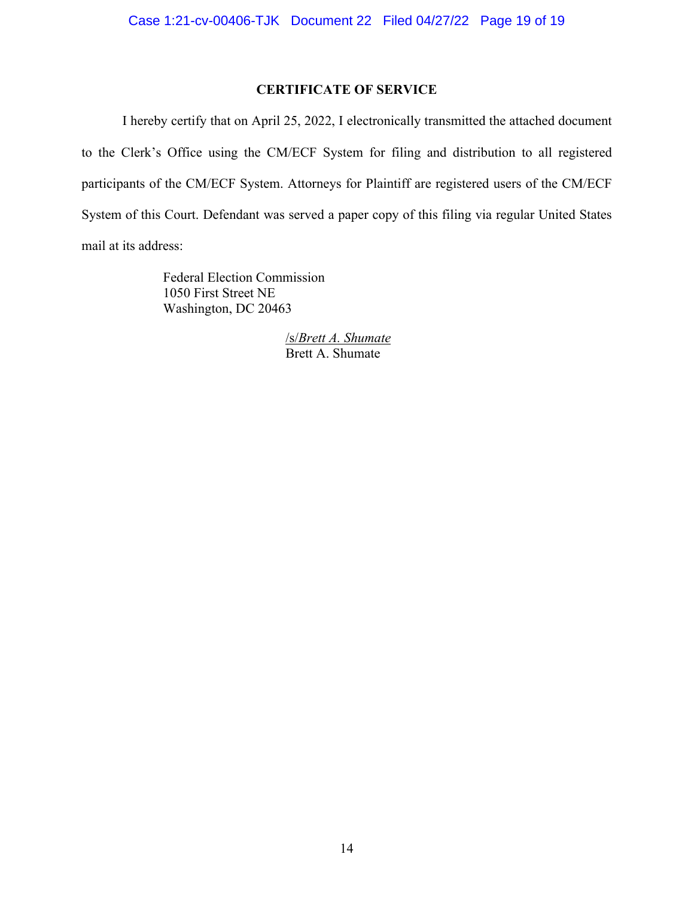## CERTIFICATE OF SERVICE

I hereby certify that on April 25, 2022, I electronically transmitted the attached document to the Clerk's Office using the CM/ECF System for filing and distribution to all registered participants of the CM/ECF System. Attorneys for Plaintiff are registered users of the CM/ECF System of this Court. Defendant was served a paper copy of this filing via regular United States mail at its address:

Federal Election Commission
1050 First Street NE
Washington, DC 20463

/s/*Brett A. Shumate*
Brett A. Shumate